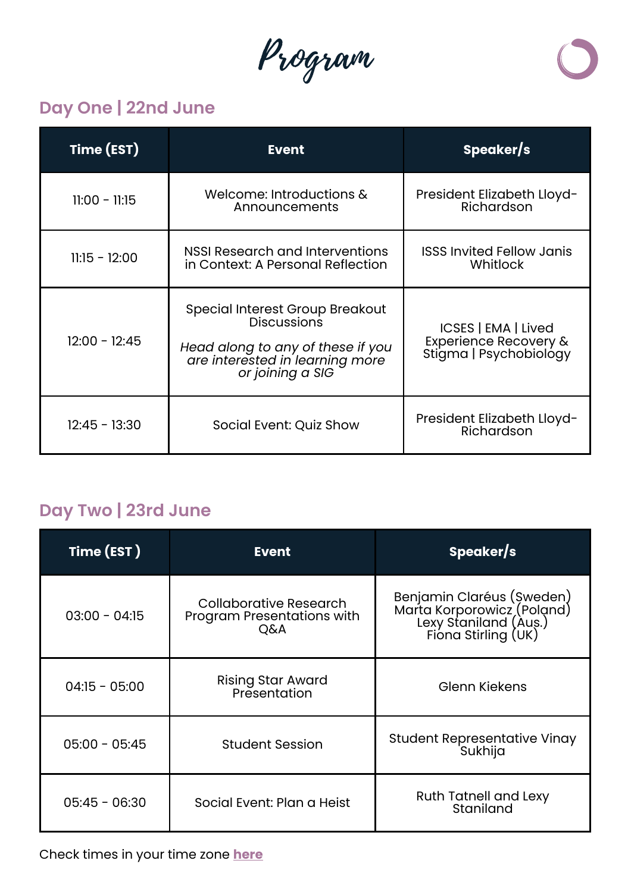# Program

## Day One | 22nd June

| Time (EST) | Event | Speaker/s |
|---|---|---|
| 11:00 - 11:15 | Welcome: Introductions & Announcements | President Elizabeth Lloyd-Richardson |
| 11:15 - 12:00 | NSSI Research and Interventions in Context: A Personal Reflection | ISSS Invited Fellow Janis Whitlock |
| 12:00 - 12:45 | Special Interest Group Breakout Discussions<br>*Head along to any of these if you are interested in learning more or joining a SIG* | ICSES \| EMA \| Lived Experience Recovery & Stigma \| Psychobiology |
| 12:45 - 13:30 | Social Event: Quiz Show | President Elizabeth Lloyd-Richardson |

## Day Two | 23rd June

| Time (EST ) | Event | Speaker/s |
|---|---|---|
| 03:00 - 04:15 | Collaborative Research Program Presentations with Q&A | Benjamin Claréus (Sweden)<br>Marta Korporowicz (Poland)<br>Lexy Staniland (Aus.)<br>Fiona Stirling (UK) |
| 04:15 - 05:00 | Rising Star Award Presentation | Glenn Kiekens |
| 05:00 - 05:45 | Student Session | Student Representative Vinay Sukhija |
| 05:45 - 06:30 | Social Event: Plan a Heist | Ruth Tatnell and Lexy Staniland |

Check times in your time zone **here**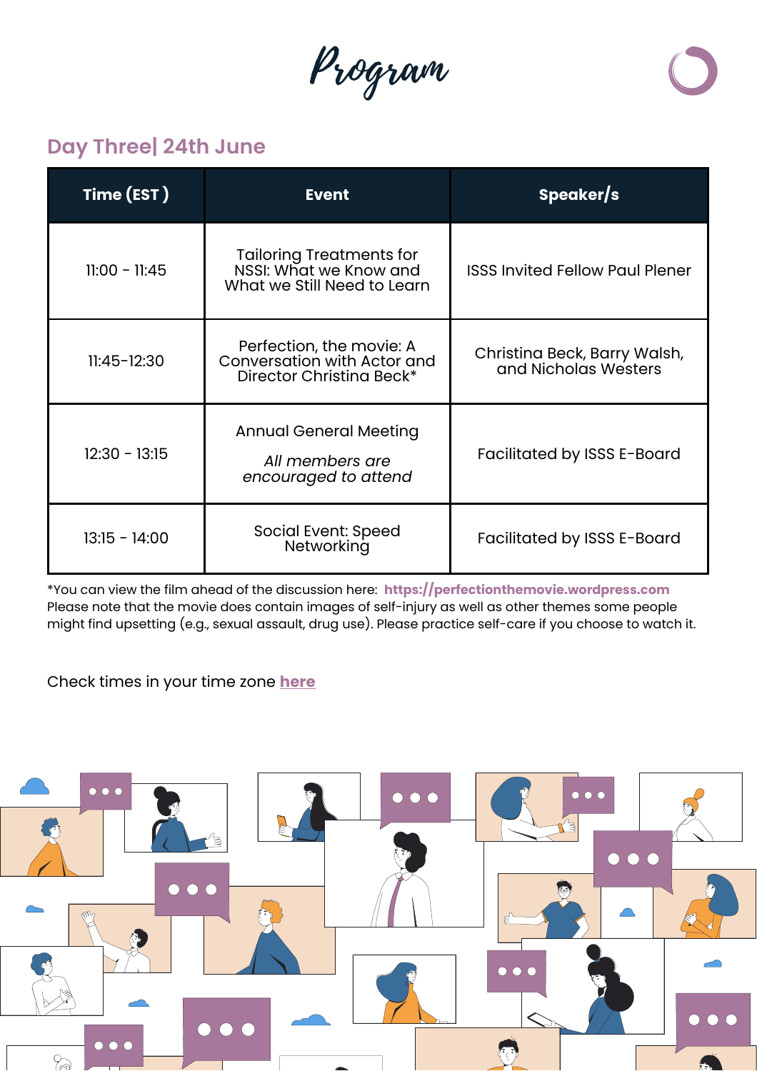# Program

## Day Three| 24th June

| Time (EST ) | Event | Speaker/s |
|---|---|---|
| 11:00 - 11:45 | Tailoring Treatments for NSSI: What we Know and What we Still Need to Learn | ISSS Invited Fellow Paul Plener |
| 11:45-12:30 | Perfection, the movie: A Conversation with Actor and Director Christina Beck* | Christina Beck, Barry Walsh, and Nicholas Westers |
| 12:30 - 13:15 | Annual General Meeting<br><br>*All members are encouraged to attend* | Facilitated by ISSS E-Board |
| 13:15 - 14:00 | Social Event: Speed Networking | Facilitated by ISSS E-Board |

*You can view the film ahead of the discussion here: **https://perfectionthemovie.wordpress.com**
Please note that the movie does contain images of self-injury as well as other themes some people might find upsetting (e.g., sexual assault, drug use). Please practice self-care if you choose to watch it.

Check times in your time zone **here**